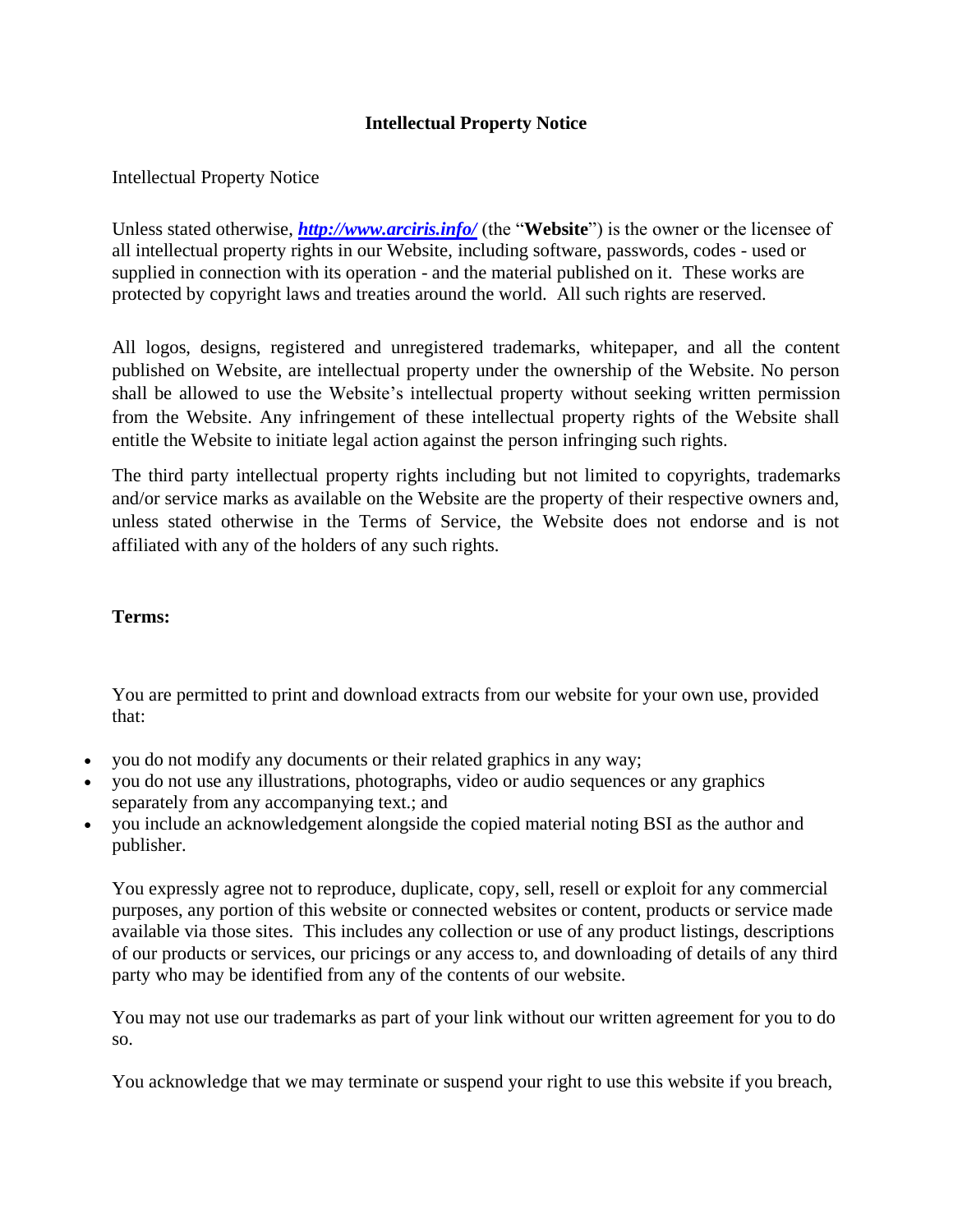# Intellectual Property Notice

Intellectual Property Notice

Unless stated otherwise, ***[http://www.arciris.info/](http://www.arciris.info/)*** (the "**Website**") is the owner or the licensee of all intellectual property rights in our Website, including software, passwords, codes - used or supplied in connection with its operation - and the material published on it. These works are protected by copyright laws and treaties around the world. All such rights are reserved.

All logos, designs, registered and unregistered trademarks, whitepaper, and all the content published on Website, are intellectual property under the ownership of the Website. No person shall be allowed to use the Website's intellectual property without seeking written permission from the Website. Any infringement of these intellectual property rights of the Website shall entitle the Website to initiate legal action against the person infringing such rights.

The third party intellectual property rights including but not limited to copyrights, trademarks and/or service marks as available on the Website are the property of their respective owners and, unless stated otherwise in the Terms of Service, the Website does not endorse and is not affiliated with any of the holders of any such rights.

**Terms:**

You are permitted to print and download extracts from our website for your own use, provided that:

- you do not modify any documents or their related graphics in any way;
- you do not use any illustrations, photographs, video or audio sequences or any graphics separately from any accompanying text.; and
- you include an acknowledgement alongside the copied material noting BSI as the author and publisher.

You expressly agree not to reproduce, duplicate, copy, sell, resell or exploit for any commercial purposes, any portion of this website or connected websites or content, products or service made available via those sites. This includes any collection or use of any product listings, descriptions of our products or services, our pricings or any access to, and downloading of details of any third party who may be identified from any of the contents of our website.

You may not use our trademarks as part of your link without our written agreement for you to do so.

You acknowledge that we may terminate or suspend your right to use this website if you breach,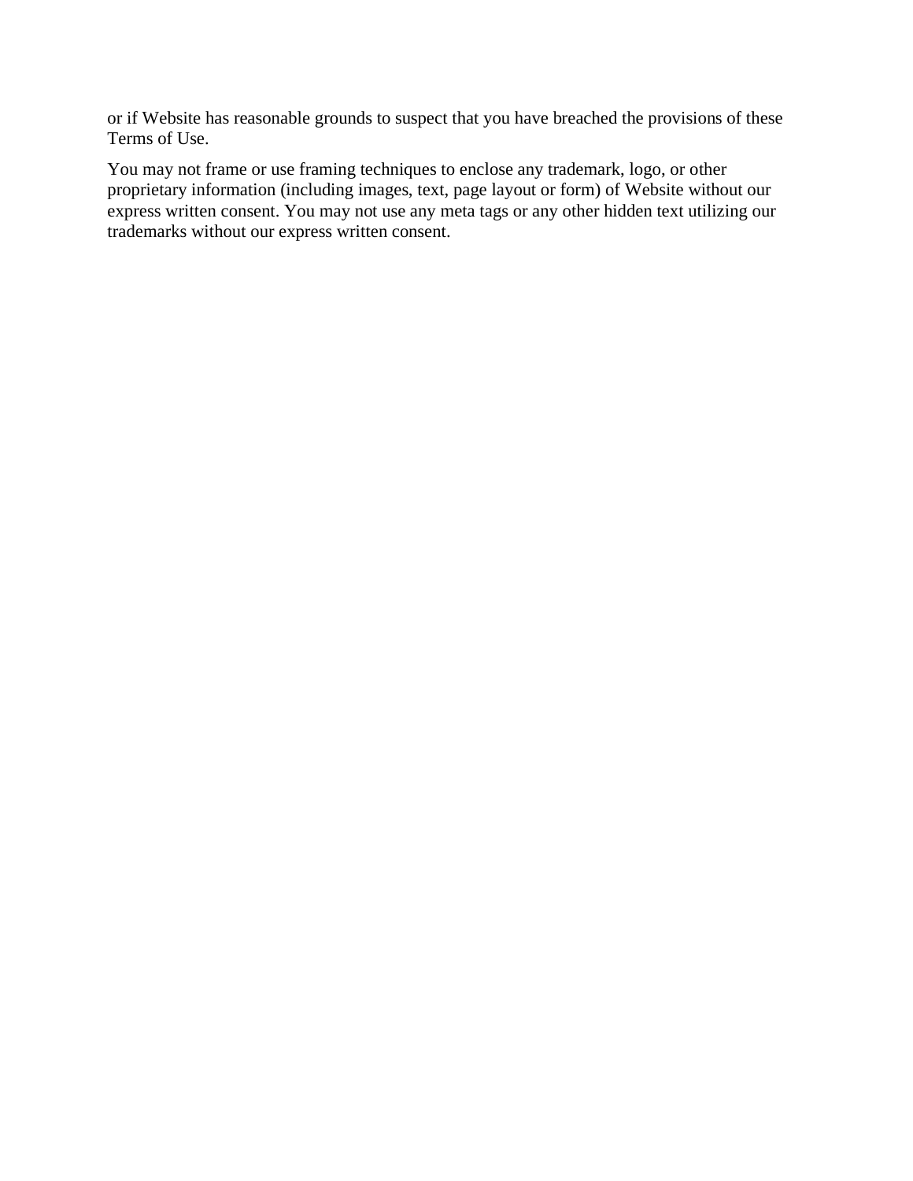or if Website has reasonable grounds to suspect that you have breached the provisions of these Terms of Use.

You may not frame or use framing techniques to enclose any trademark, logo, or other proprietary information (including images, text, page layout or form) of Website without our express written consent. You may not use any meta tags or any other hidden text utilizing our trademarks without our express written consent.